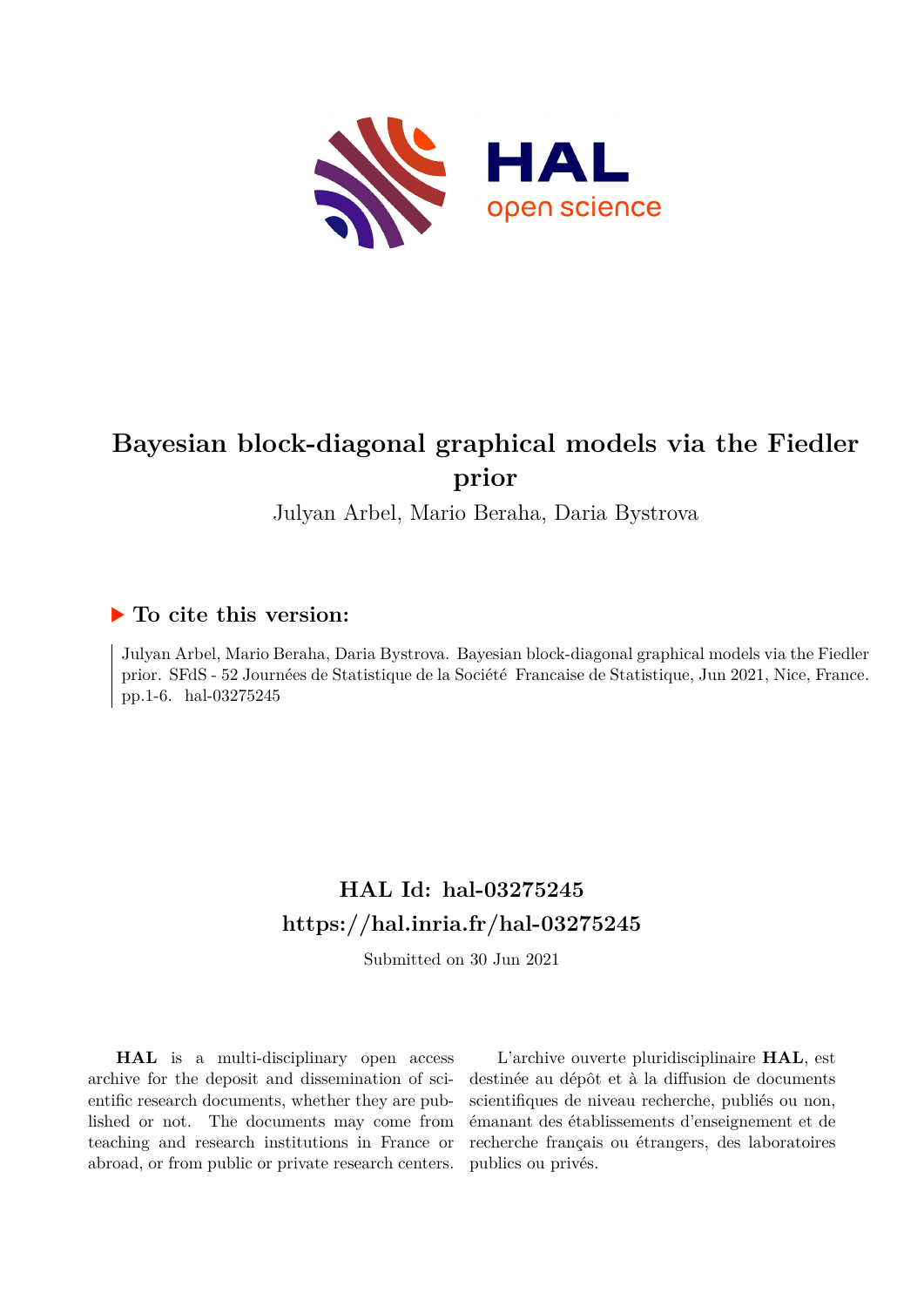# Bayesian block-diagonal graphical models via the Fiedler prior

Julyan Arbel, Mario Beraha, Daria Bystrova

## ▶ To cite this version:

Julyan Arbel, Mario Beraha, Daria Bystrova. Bayesian block-diagonal graphical models via the Fiedler prior. SFdS - 52 Journées de Statistique de la Société Francaise de Statistique, Jun 2021, Nice, France. pp.1-6. hal-03275245

## HAL Id: hal-03275245
## https://hal.inria.fr/hal-03275245

Submitted on 30 Jun 2021

**HAL** is a multi-disciplinary open access archive for the deposit and dissemination of scientific research documents, whether they are published or not. The documents may come from teaching and research institutions in France or abroad, or from public or private research centers.

L'archive ouverte pluridisciplinaire **HAL**, est destinée au dépôt et à la diffusion de documents scientifiques de niveau recherche, publiés ou non, émanant des établissements d'enseignement et de recherche français ou étrangers, des laboratoires publics ou privés.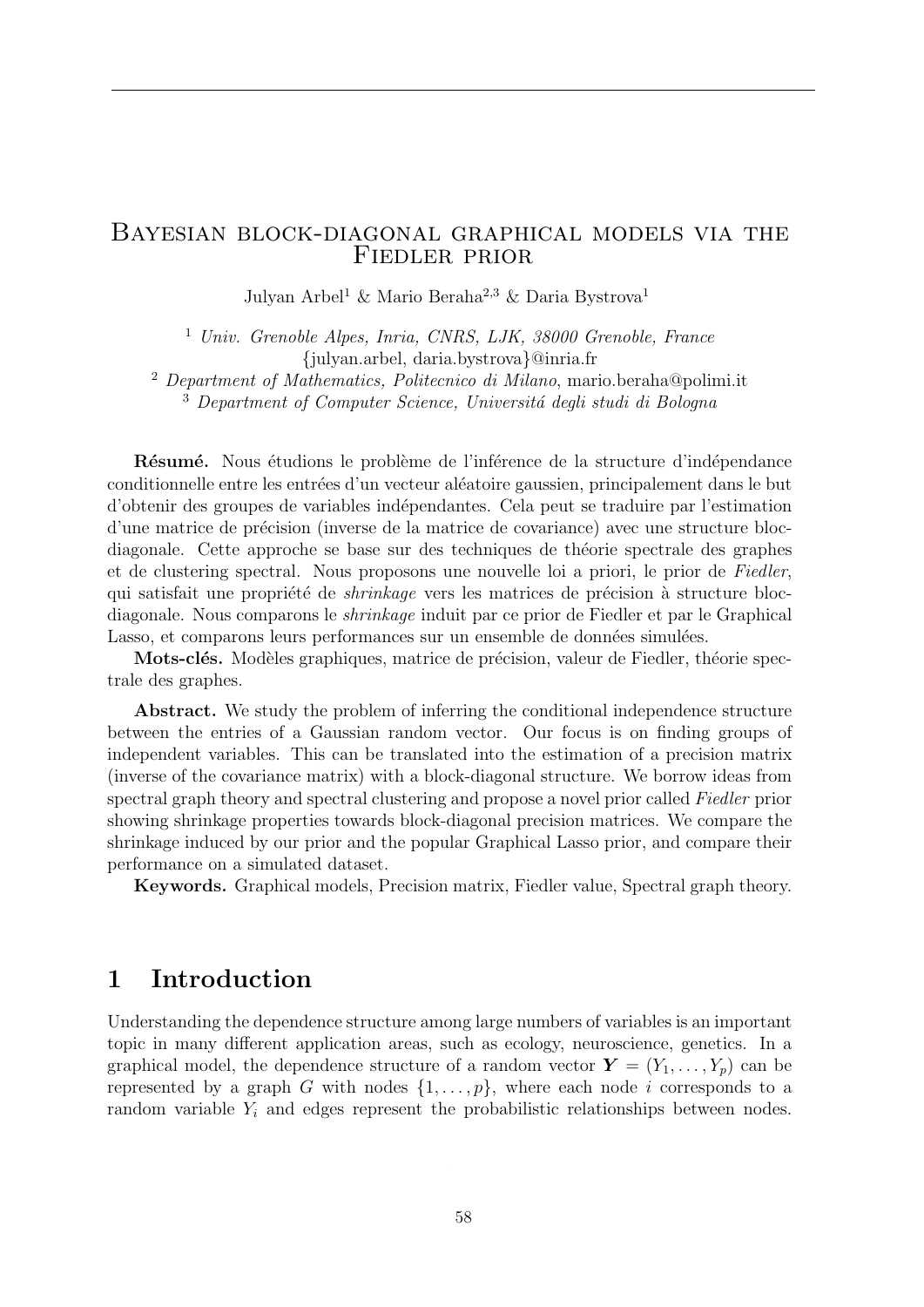# Bayesian block-diagonal graphical models via the Fiedler prior

Julyan Arbel[1] & Mario Beraha[2,3] & Daria Bystrova[1]

[1] *Univ. Grenoble Alpes, Inria, CNRS, LJK, 38000 Grenoble, France*
{julyan.arbel, daria.bystrova}@inria.fr
[2] *Department of Mathematics, Politecnico di Milano*, mario.beraha@polimi.it
[3] *Department of Computer Science, Universitá degli studi di Bologna*

**Résumé.** Nous étudions le problème de l'inférence de la structure d'indépendance conditionnelle entre les entrées d'un vecteur aléatoire gaussien, principalement dans le but d'obtenir des groupes de variables indépendantes. Cela peut se traduire par l'estimation d'une matrice de précision (inverse de la matrice de covariance) avec une structure bloc-diagonale. Cette approche se base sur des techniques de théorie spectrale des graphes et de clustering spectral. Nous proposons une nouvelle loi a priori, le prior de *Fiedler*, qui satisfait une propriété de *shrinkage* vers les matrices de précision à structure bloc-diagonale. Nous comparons le *shrinkage* induit par ce prior de Fiedler et par le Graphical Lasso, et comparons leurs performances sur un ensemble de données simulées.

**Mots-clés.** Modèles graphiques, matrice de précision, valeur de Fiedler, théorie spectrale des graphes.

**Abstract.** We study the problem of inferring the conditional independence structure between the entries of a Gaussian random vector. Our focus is on finding groups of independent variables. This can be translated into the estimation of a precision matrix (inverse of the covariance matrix) with a block-diagonal structure. We borrow ideas from spectral graph theory and spectral clustering and propose a novel prior called *Fiedler* prior showing shrinkage properties towards block-diagonal precision matrices. We compare the shrinkage induced by our prior and the popular Graphical Lasso prior, and compare their performance on a simulated dataset.

**Keywords.** Graphical models, Precision matrix, Fiedler value, Spectral graph theory.

## 1 Introduction

Understanding the dependence structure among large numbers of variables is an important topic in many different application areas, such as ecology, neuroscience, genetics. In a graphical model, the dependence structure of a random vector $\boldsymbol{Y} = (Y_1, \ldots, Y_p)$ can be represented by a graph $G$ with nodes $\{1, \ldots, p\}$, where each node $i$ corresponds to a random variable $Y_i$ and edges represent the probabilistic relationships between nodes.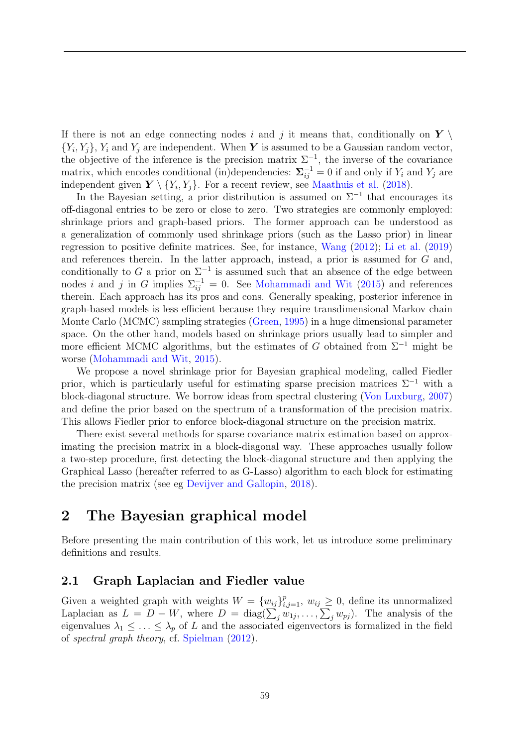If there is not an edge connecting nodes $i$ and $j$ it means that, conditionally on $\boldsymbol{Y} \setminus \{Y_i, Y_j\}$, $Y_i$ and $Y_j$ are independent. When $\boldsymbol{Y}$ is assumed to be a Gaussian random vector, the objective of the inference is the precision matrix $\Sigma^{-1}$, the inverse of the covariance matrix, which encodes conditional (in)dependencies: $\boldsymbol{\Sigma}^{-1}_{ij} = 0$ if and only if $Y_i$ and $Y_j$ are independent given $\boldsymbol{Y} \setminus \{Y_i, Y_j\}$. For a recent review, see Maathuis et al. (2018).

In the Bayesian setting, a prior distribution is assumed on $\Sigma^{-1}$ that encourages its off-diagonal entries to be zero or close to zero. Two strategies are commonly employed: shrinkage priors and graph-based priors. The former approach can be understood as a generalization of commonly used shrinkage priors (such as the Lasso prior) in linear regression to positive definite matrices. See, for instance, Wang (2012); Li et al. (2019) and references therein. In the latter approach, instead, a prior is assumed for $G$ and, conditionally to $G$ a prior on $\Sigma^{-1}$ is assumed such that an absence of the edge between nodes $i$ and $j$ in $G$ implies $\Sigma^{-1}_{ij} = 0$. See Mohammadi and Wit (2015) and references therein. Each approach has its pros and cons. Generally speaking, posterior inference in graph-based models is less efficient because they require transdimensional Markov chain Monte Carlo (MCMC) sampling strategies (Green, 1995) in a huge dimensional parameter space. On the other hand, models based on shrinkage priors usually lead to simpler and more efficient MCMC algorithms, but the estimates of $G$ obtained from $\Sigma^{-1}$ might be worse (Mohammadi and Wit, 2015).

We propose a novel shrinkage prior for Bayesian graphical modeling, called Fiedler prior, which is particularly useful for estimating sparse precision matrices $\Sigma^{-1}$ with a block-diagonal structure. We borrow ideas from spectral clustering (Von Luxburg, 2007) and define the prior based on the spectrum of a transformation of the precision matrix. This allows Fiedler prior to enforce block-diagonal structure on the precision matrix.

There exist several methods for sparse covariance matrix estimation based on approximating the precision matrix in a block-diagonal way. These approaches usually follow a two-step procedure, first detecting the block-diagonal structure and then applying the Graphical Lasso (hereafter referred to as G-Lasso) algorithm to each block for estimating the precision matrix (see eg Devijver and Gallopin, 2018).

## 2 The Bayesian graphical model

Before presenting the main contribution of this work, let us introduce some preliminary definitions and results.

### 2.1 Graph Laplacian and Fiedler value

Given a weighted graph with weights $W = \{w_{ij}\}_{i,j=1}^{p}$, $w_{ij} \geq 0$, define its unnormalized Laplacian as $L = D - W$, where $D = \text{diag}(\sum_j w_{1j}, \ldots, \sum_j w_{pj})$. The analysis of the eigenvalues $\lambda_1 \leq \ldots \leq \lambda_p$ of $L$ and the associated eigenvectors is formalized in the field of *spectral graph theory*, cf. Spielman (2012).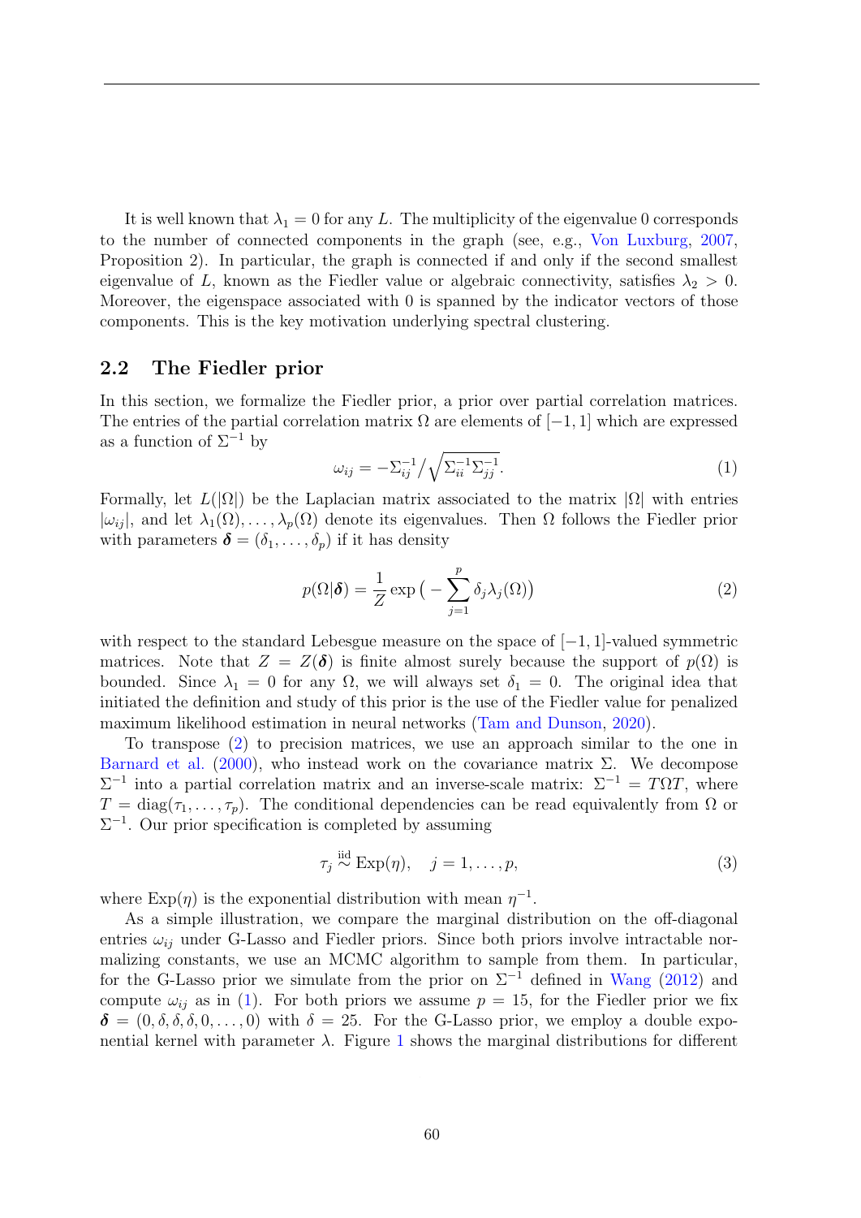It is well known that $\lambda_1 = 0$ for any $L$. The multiplicity of the eigenvalue 0 corresponds to the number of connected components in the graph (see, e.g., Von Luxburg, 2007, Proposition 2). In particular, the graph is connected if and only if the second smallest eigenvalue of $L$, known as the Fiedler value or algebraic connectivity, satisfies $\lambda_2 > 0$. Moreover, the eigenspace associated with 0 is spanned by the indicator vectors of those components. This is the key motivation underlying spectral clustering.

### 2.2 The Fiedler prior

In this section, we formalize the Fiedler prior, a prior over partial correlation matrices. The entries of the partial correlation matrix $\Omega$ are elements of $[-1, 1]$ which are expressed as a function of $\Sigma^{-1}$ by

$$\omega_{ij} = -\Sigma^{-1}_{ij} \Big/ \sqrt{\Sigma^{-1}_{ii}\Sigma^{-1}_{jj}}. \tag{1}$$

Formally, let $L(|\Omega|)$ be the Laplacian matrix associated to the matrix $|\Omega|$ with entries $|\omega_{ij}|$, and let $\lambda_1(\Omega), \ldots, \lambda_p(\Omega)$ denote its eigenvalues. Then $\Omega$ follows the Fiedler prior with parameters $\boldsymbol{\delta} = (\delta_1, \ldots, \delta_p)$ if it has density

$$p(\Omega|\boldsymbol{\delta}) = \frac{1}{Z} \exp\big(-\sum_{j=1}^{p} \delta_j \lambda_j(\Omega)\big) \tag{2}$$

with respect to the standard Lebesgue measure on the space of $[-1, 1]$-valued symmetric matrices. Note that $Z = Z(\boldsymbol{\delta})$ is finite almost surely because the support of $p(\Omega)$ is bounded. Since $\lambda_1 = 0$ for any $\Omega$, we will always set $\delta_1 = 0$. The original idea that initiated the definition and study of this prior is the use of the Fiedler value for penalized maximum likelihood estimation in neural networks (Tam and Dunson, 2020).

To transpose (2) to precision matrices, we use an approach similar to the one in Barnard et al. (2000), who instead work on the covariance matrix $\Sigma$. We decompose $\Sigma^{-1}$ into a partial correlation matrix and an inverse-scale matrix: $\Sigma^{-1} = T\Omega T$, where $T = \mathrm{diag}(\tau_1, \ldots, \tau_p)$. The conditional dependencies can be read equivalently from $\Omega$ or $\Sigma^{-1}$. Our prior specification is completed by assuming

$$\tau_j \overset{\text{iid}}{\sim} \mathrm{Exp}(\eta), \quad j = 1, \ldots, p, \tag{3}$$

where $\mathrm{Exp}(\eta)$ is the exponential distribution with mean $\eta^{-1}$.

As a simple illustration, we compare the marginal distribution on the off-diagonal entries $\omega_{ij}$ under G-Lasso and Fiedler priors. Since both priors involve intractable normalizing constants, we use an MCMC algorithm to sample from them. In particular, for the G-Lasso prior we simulate from the prior on $\Sigma^{-1}$ defined in Wang (2012) and compute $\omega_{ij}$ as in (1). For both priors we assume $p = 15$, for the Fiedler prior we fix $\boldsymbol{\delta} = (0, \delta, \delta, \delta, 0, \ldots, 0)$ with $\delta = 25$. For the G-Lasso prior, we employ a double exponential kernel with parameter $\lambda$. Figure 1 shows the marginal distributions for different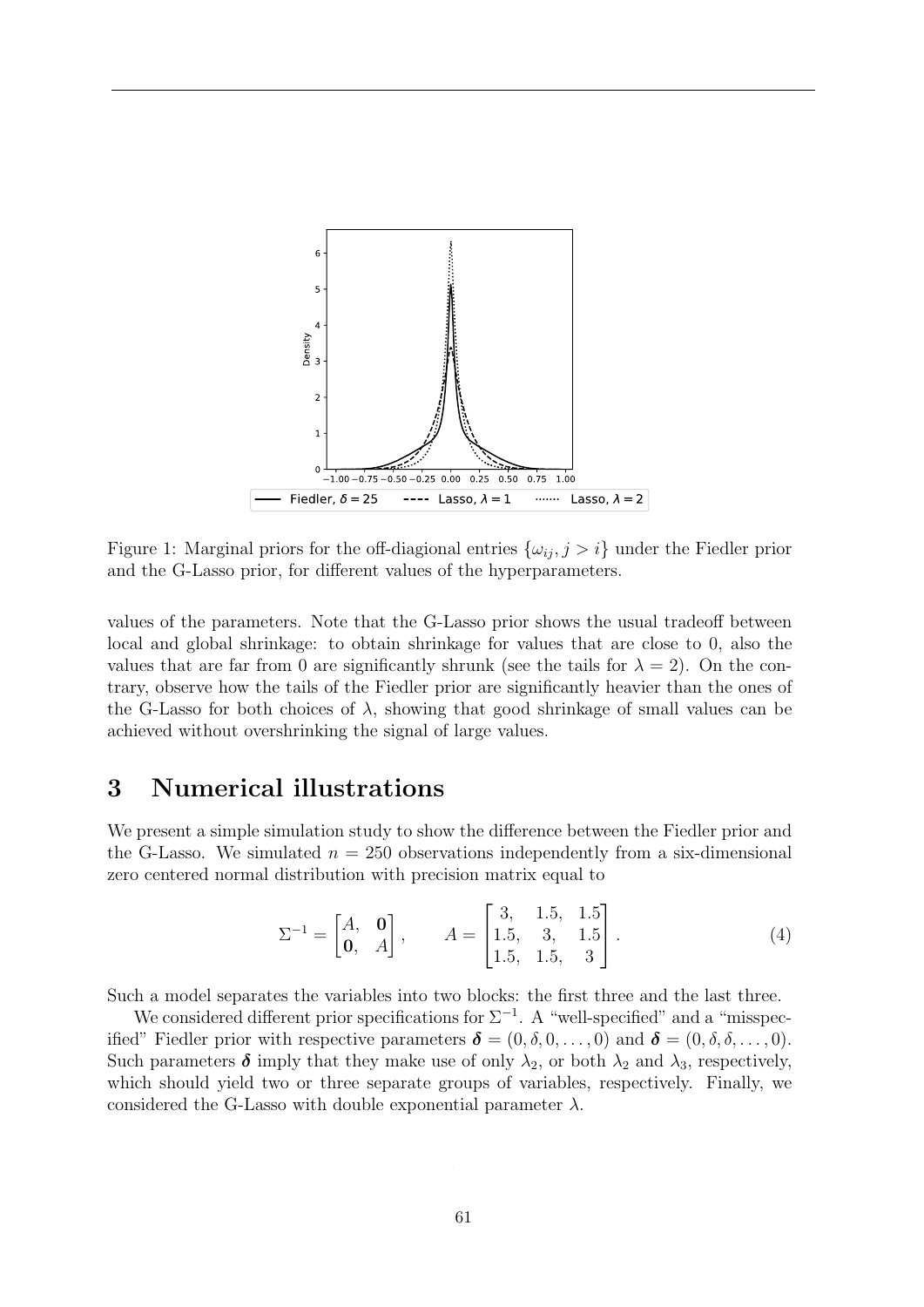Figure 1: Marginal priors for the off-diagonal entries $\{\omega_{ij}, j > i\}$ under the Fiedler prior and the G-Lasso prior, for different values of the hyperparameters.

values of the parameters. Note that the G-Lasso prior shows the usual tradeoff between local and global shrinkage: to obtain shrinkage for values that are close to 0, also the values that are far from 0 are significantly shrunk (see the tails for $\lambda = 2$). On the contrary, observe how the tails of the Fiedler prior are significantly heavier than the ones of the G-Lasso for both choices of $\lambda$, showing that good shrinkage of small values can be achieved without overshrinking the signal of large values.

## 3 Numerical illustrations

We present a simple simulation study to show the difference between the Fiedler prior and the G-Lasso. We simulated $n = 250$ observations independently from a six-dimensional zero centered normal distribution with precision matrix equal to

$$\Sigma^{-1} = \begin{bmatrix} A, & \mathbf{0} \\ \mathbf{0}, & A \end{bmatrix}, \qquad A = \begin{bmatrix} 3, & 1.5, & 1.5 \\ 1.5, & 3, & 1.5 \\ 1.5, & 1.5, & 3 \end{bmatrix}. \tag{4}$$

Such a model separates the variables into two blocks: the first three and the last three.

We considered different prior specifications for $\Sigma^{-1}$. A "well-specified" and a "misspecified" Fiedler prior with respective parameters $\boldsymbol{\delta} = (0, \delta, 0, \dots, 0)$ and $\boldsymbol{\delta} = (0, \delta, \delta, \dots, 0)$. Such parameters $\boldsymbol{\delta}$ imply that they make use of only $\lambda_2$, or both $\lambda_2$ and $\lambda_3$, respectively, which should yield two or three separate groups of variables, respectively. Finally, we considered the G-Lasso with double exponential parameter $\lambda$.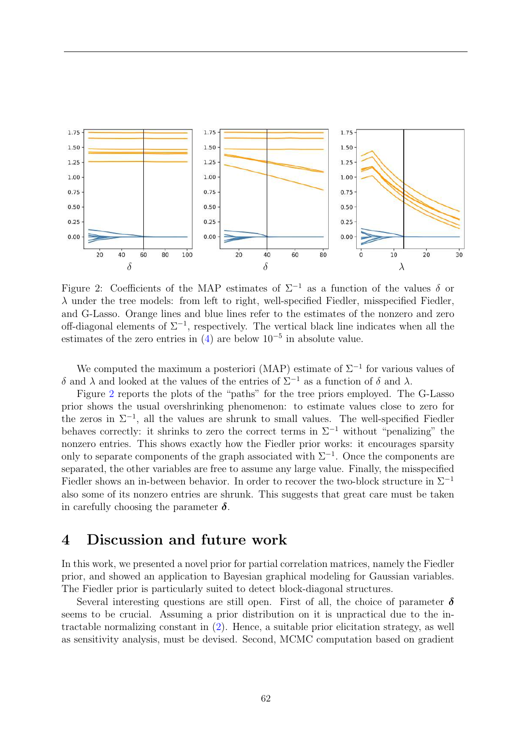Figure 2: Coefficients of the MAP estimates of $\Sigma^{-1}$ as a function of the values $\delta$ or $\lambda$ under the tree models: from left to right, well-specified Fiedler, misspecified Fiedler, and G-Lasso. Orange lines and blue lines refer to the estimates of the nonzero and zero off-diagonal elements of $\Sigma^{-1}$, respectively. The vertical black line indicates when all the estimates of the zero entries in (4) are below $10^{-5}$ in absolute value.

We computed the maximum a posteriori (MAP) estimate of $\Sigma^{-1}$ for various values of $\delta$ and $\lambda$ and looked at the values of the entries of $\Sigma^{-1}$ as a function of $\delta$ and $\lambda$.

Figure 2 reports the plots of the "paths" for the tree priors employed. The G-Lasso prior shows the usual overshrinking phenomenon: to estimate values close to zero for the zeros in $\Sigma^{-1}$, all the values are shrunk to small values. The well-specified Fiedler behaves correctly: it shrinks to zero the correct terms in $\Sigma^{-1}$ without "penalizing" the nonzero entries. This shows exactly how the Fiedler prior works: it encourages sparsity only to separate components of the graph associated with $\Sigma^{-1}$. Once the components are separated, the other variables are free to assume any large value. Finally, the misspecified Fiedler shows an in-between behavior. In order to recover the two-block structure in $\Sigma^{-1}$ also some of its nonzero entries are shrunk. This suggests that great care must be taken in carefully choosing the parameter $\boldsymbol{\delta}$.

# 4 Discussion and future work

In this work, we presented a novel prior for partial correlation matrices, namely the Fiedler prior, and showed an application to Bayesian graphical modeling for Gaussian variables. The Fiedler prior is particularly suited to detect block-diagonal structures.

Several interesting questions are still open. First of all, the choice of parameter $\boldsymbol{\delta}$ seems to be crucial. Assuming a prior distribution on it is unpractical due to the intractable normalizing constant in (2). Hence, a suitable prior elicitation strategy, as well as sensitivity analysis, must be devised. Second, MCMC computation based on gradient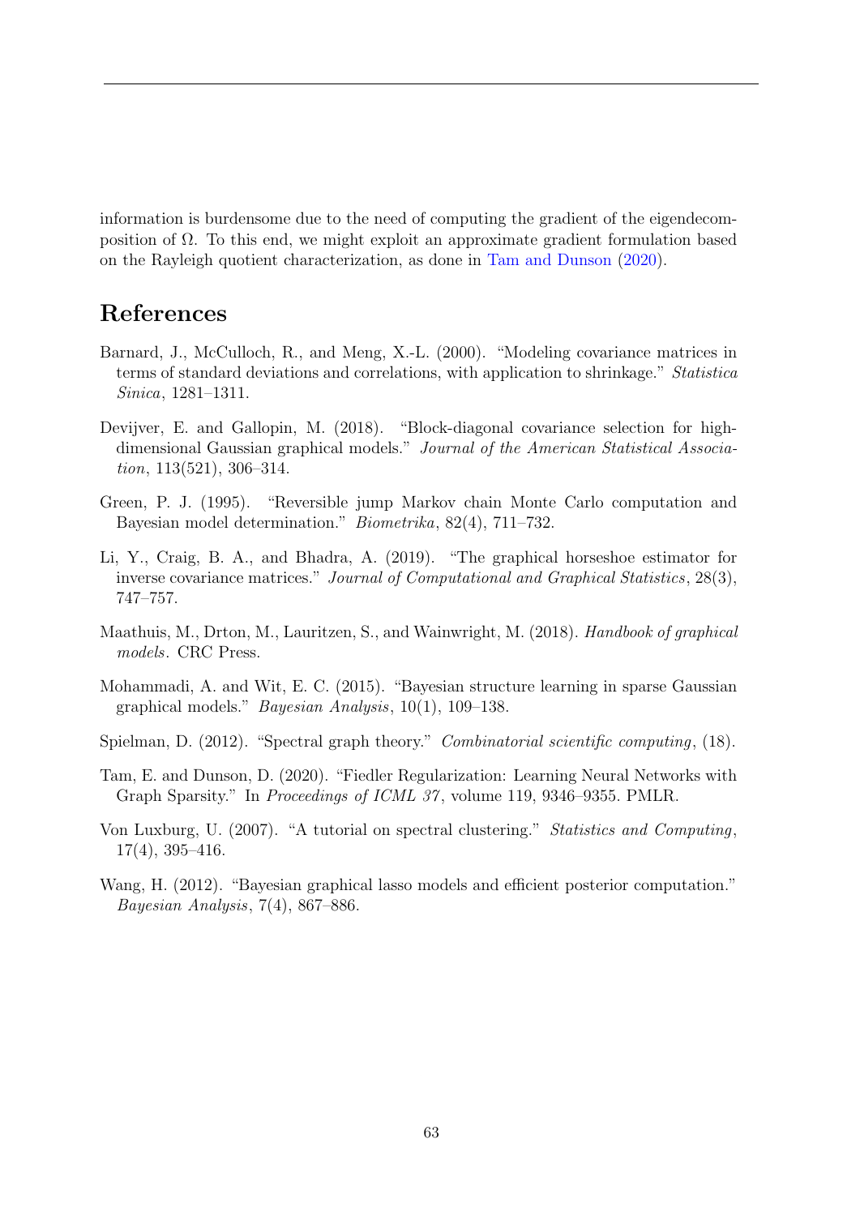information is burdensome due to the need of computing the gradient of the eigendecomposition of $\Omega$. To this end, we might exploit an approximate gradient formulation based on the Rayleigh quotient characterization, as done in Tam and Dunson (2020).

## References

Barnard, J., McCulloch, R., and Meng, X.-L. (2000). "Modeling covariance matrices in terms of standard deviations and correlations, with application to shrinkage." *Statistica Sinica*, 1281–1311.

Devijver, E. and Gallopin, M. (2018). "Block-diagonal covariance selection for high-dimensional Gaussian graphical models." *Journal of the American Statistical Association*, 113(521), 306–314.

Green, P. J. (1995). "Reversible jump Markov chain Monte Carlo computation and Bayesian model determination." *Biometrika*, 82(4), 711–732.

Li, Y., Craig, B. A., and Bhadra, A. (2019). "The graphical horseshoe estimator for inverse covariance matrices." *Journal of Computational and Graphical Statistics*, 28(3), 747–757.

Maathuis, M., Drton, M., Lauritzen, S., and Wainwright, M. (2018). *Handbook of graphical models*. CRC Press.

Mohammadi, A. and Wit, E. C. (2015). "Bayesian structure learning in sparse Gaussian graphical models." *Bayesian Analysis*, 10(1), 109–138.

Spielman, D. (2012). "Spectral graph theory." *Combinatorial scientific computing*, (18).

Tam, E. and Dunson, D. (2020). "Fiedler Regularization: Learning Neural Networks with Graph Sparsity." In *Proceedings of ICML 37*, volume 119, 9346–9355. PMLR.

Von Luxburg, U. (2007). "A tutorial on spectral clustering." *Statistics and Computing*, 17(4), 395–416.

Wang, H. (2012). "Bayesian graphical lasso models and efficient posterior computation." *Bayesian Analysis*, 7(4), 867–886.